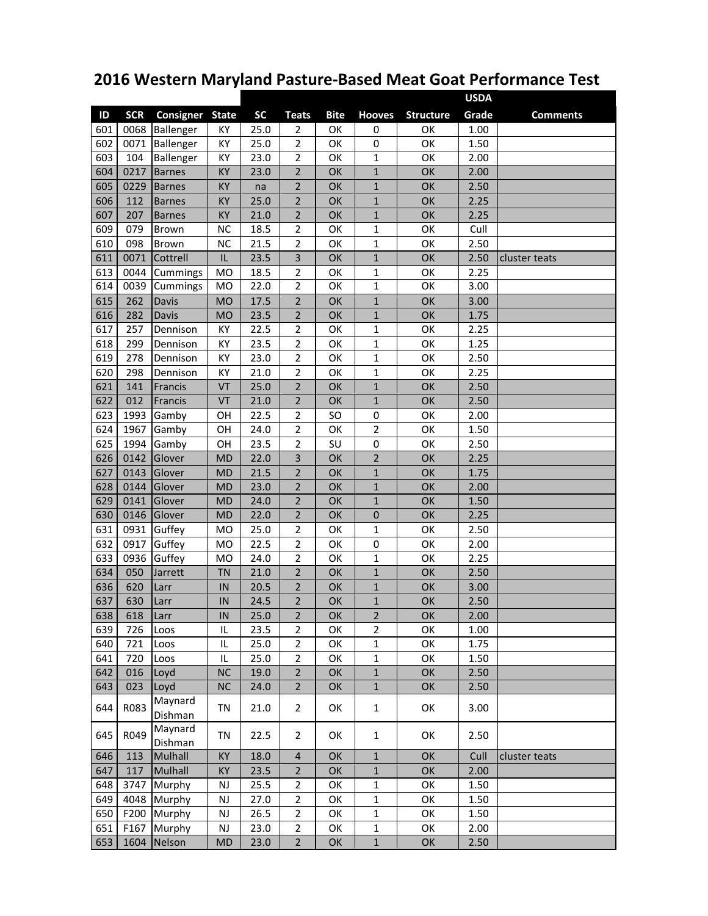# 2016 Western Maryland Pasture-Based Meat Goat Performance Test

| ID | SCR | Consigner | State | SC | Teats | Bite | Hooves | Structure | USDA Grade | Comments |
|---|---|---|---|---|---|---|---|---|---|---|
| 601 | 0068 | Ballenger | KY | 25.0 | 2 | OK | 0 | OK | 1.00 | |
| 602 | 0071 | Ballenger | KY | 25.0 | 2 | OK | 0 | OK | 1.50 | |
| 603 | 104 | Ballenger | KY | 23.0 | 2 | OK | 1 | OK | 2.00 | |
| 604 | 0217 | Barnes | KY | 23.0 | 2 | OK | 1 | OK | 2.00 | |
| 605 | 0229 | Barnes | KY | na | 2 | OK | 1 | OK | 2.50 | |
| 606 | 112 | Barnes | KY | 25.0 | 2 | OK | 1 | OK | 2.25 | |
| 607 | 207 | Barnes | KY | 21.0 | 2 | OK | 1 | OK | 2.25 | |
| 609 | 079 | Brown | NC | 18.5 | 2 | OK | 1 | OK | Cull | |
| 610 | 098 | Brown | NC | 21.5 | 2 | OK | 1 | OK | 2.50 | |
| 611 | 0071 | Cottrell | IL | 23.5 | 3 | OK | 1 | OK | 2.50 | cluster teats |
| 613 | 0044 | Cummings | MO | 18.5 | 2 | OK | 1 | OK | 2.25 | |
| 614 | 0039 | Cummings | MO | 22.0 | 2 | OK | 1 | OK | 3.00 | |
| 615 | 262 | Davis | MO | 17.5 | 2 | OK | 1 | OK | 3.00 | |
| 616 | 282 | Davis | MO | 23.5 | 2 | OK | 1 | OK | 1.75 | |
| 617 | 257 | Dennison | KY | 22.5 | 2 | OK | 1 | OK | 2.25 | |
| 618 | 299 | Dennison | KY | 23.5 | 2 | OK | 1 | OK | 1.25 | |
| 619 | 278 | Dennison | KY | 23.0 | 2 | OK | 1 | OK | 2.50 | |
| 620 | 298 | Dennison | KY | 21.0 | 2 | OK | 1 | OK | 2.25 | |
| 621 | 141 | Francis | VT | 25.0 | 2 | OK | 1 | OK | 2.50 | |
| 622 | 012 | Francis | VT | 21.0 | 2 | OK | 1 | OK | 2.50 | |
| 623 | 1993 | Gamby | OH | 22.5 | 2 | SO | 0 | OK | 2.00 | |
| 624 | 1967 | Gamby | OH | 24.0 | 2 | OK | 2 | OK | 1.50 | |
| 625 | 1994 | Gamby | OH | 23.5 | 2 | SU | 0 | OK | 2.50 | |
| 626 | 0142 | Glover | MD | 22.0 | 3 | OK | 2 | OK | 2.25 | |
| 627 | 0143 | Glover | MD | 21.5 | 2 | OK | 1 | OK | 1.75 | |
| 628 | 0144 | Glover | MD | 23.0 | 2 | OK | 1 | OK | 2.00 | |
| 629 | 0141 | Glover | MD | 24.0 | 2 | OK | 1 | OK | 1.50 | |
| 630 | 0146 | Glover | MD | 22.0 | 2 | OK | 0 | OK | 2.25 | |
| 631 | 0931 | Guffey | MO | 25.0 | 2 | OK | 1 | OK | 2.50 | |
| 632 | 0917 | Guffey | MO | 22.5 | 2 | OK | 0 | OK | 2.00 | |
| 633 | 0936 | Guffey | MO | 24.0 | 2 | OK | 1 | OK | 2.25 | |
| 634 | 050 | Jarrett | TN | 21.0 | 2 | OK | 1 | OK | 2.50 | |
| 636 | 620 | Larr | IN | 20.5 | 2 | OK | 1 | OK | 3.00 | |
| 637 | 630 | Larr | IN | 24.5 | 2 | OK | 1 | OK | 2.50 | |
| 638 | 618 | Larr | IN | 25.0 | 2 | OK | 2 | OK | 2.00 | |
| 639 | 726 | Loos | IL | 23.5 | 2 | OK | 2 | OK | 1.00 | |
| 640 | 721 | Loos | IL | 25.0 | 2 | OK | 1 | OK | 1.75 | |
| 641 | 720 | Loos | IL | 25.0 | 2 | OK | 1 | OK | 1.50 | |
| 642 | 016 | Loyd | NC | 19.0 | 2 | OK | 1 | OK | 2.50 | |
| 643 | 023 | Loyd | NC | 24.0 | 2 | OK | 1 | OK | 2.50 | |
| 644 | R083 | Maynard Dishman | TN | 21.0 | 2 | OK | 1 | OK | 3.00 | |
| 645 | R049 | Maynard Dishman | TN | 22.5 | 2 | OK | 1 | OK | 2.50 | |
| 646 | 113 | Mulhall | KY | 18.0 | 4 | OK | 1 | OK | Cull | cluster teats |
| 647 | 117 | Mulhall | KY | 23.5 | 2 | OK | 1 | OK | 2.00 | |
| 648 | 3747 | Murphy | NJ | 25.5 | 2 | OK | 1 | OK | 1.50 | |
| 649 | 4048 | Murphy | NJ | 27.0 | 2 | OK | 1 | OK | 1.50 | |
| 650 | F200 | Murphy | NJ | 26.5 | 2 | OK | 1 | OK | 1.50 | |
| 651 | F167 | Murphy | NJ | 23.0 | 2 | OK | 1 | OK | 2.00 | |
| 653 | 1604 | Nelson | MD | 23.0 | 2 | OK | 1 | OK | 2.50 | |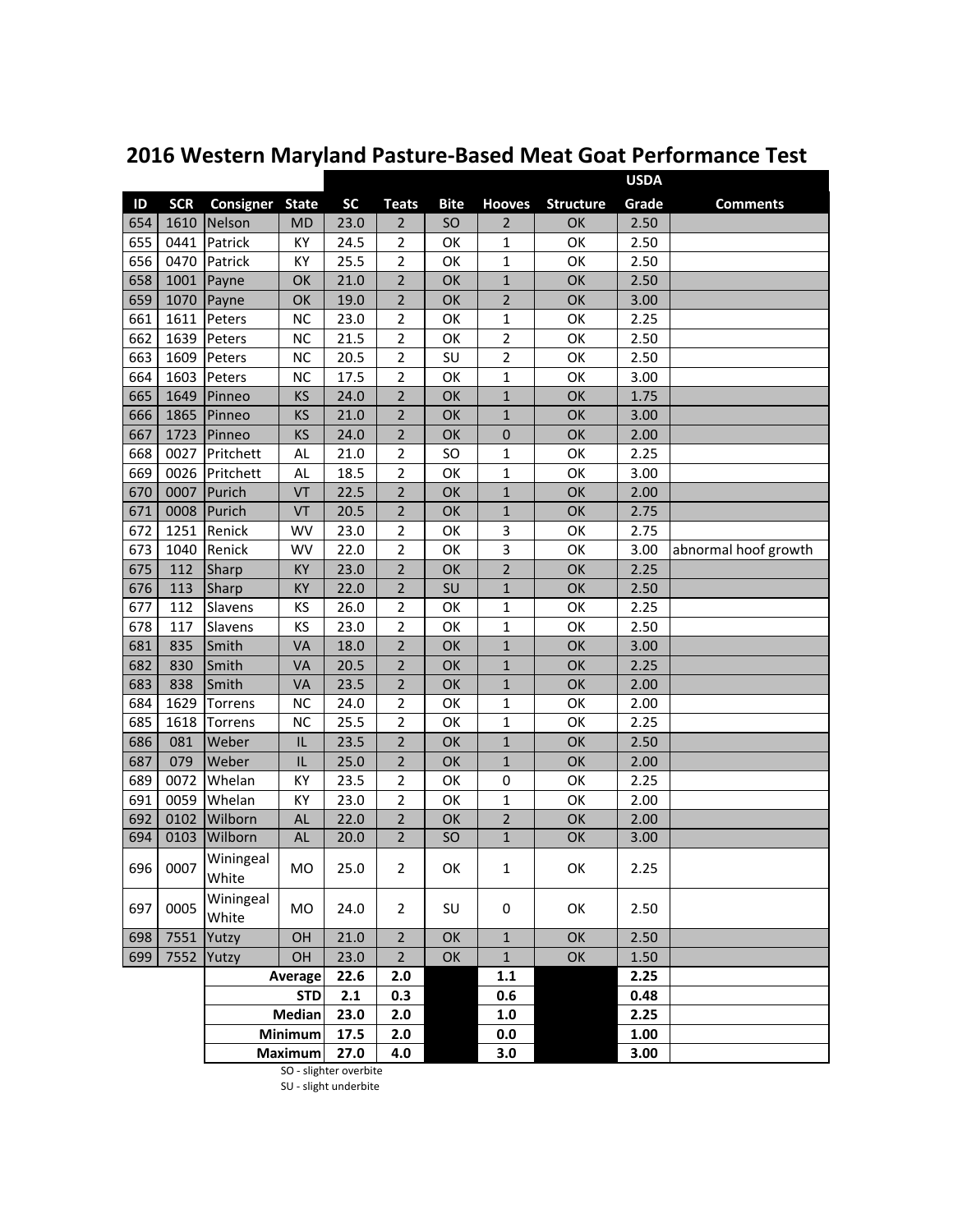# 2016 Western Maryland Pasture-Based Meat Goat Performance Test

| ID | SCR | Consigner | State | SC | Teats | Bite | Hooves | Structure | USDA Grade | Comments |
|---|---|---|---|---|---|---|---|---|---|---|
| 654 | 1610 | Nelson | MD | 23.0 | 2 | SO | 2 | OK | 2.50 | |
| 655 | 0441 | Patrick | KY | 24.5 | 2 | OK | 1 | OK | 2.50 | |
| 656 | 0470 | Patrick | KY | 25.5 | 2 | OK | 1 | OK | 2.50 | |
| 658 | 1001 | Payne | OK | 21.0 | 2 | OK | 1 | OK | 2.50 | |
| 659 | 1070 | Payne | OK | 19.0 | 2 | OK | 2 | OK | 3.00 | |
| 661 | 1611 | Peters | NC | 23.0 | 2 | OK | 1 | OK | 2.25 | |
| 662 | 1639 | Peters | NC | 21.5 | 2 | OK | 2 | OK | 2.50 | |
| 663 | 1609 | Peters | NC | 20.5 | 2 | SU | 2 | OK | 2.50 | |
| 664 | 1603 | Peters | NC | 17.5 | 2 | OK | 1 | OK | 3.00 | |
| 665 | 1649 | Pinneo | KS | 24.0 | 2 | OK | 1 | OK | 1.75 | |
| 666 | 1865 | Pinneo | KS | 21.0 | 2 | OK | 1 | OK | 3.00 | |
| 667 | 1723 | Pinneo | KS | 24.0 | 2 | OK | 0 | OK | 2.00 | |
| 668 | 0027 | Pritchett | AL | 21.0 | 2 | SO | 1 | OK | 2.25 | |
| 669 | 0026 | Pritchett | AL | 18.5 | 2 | OK | 1 | OK | 3.00 | |
| 670 | 0007 | Purich | VT | 22.5 | 2 | OK | 1 | OK | 2.00 | |
| 671 | 0008 | Purich | VT | 20.5 | 2 | OK | 1 | OK | 2.75 | |
| 672 | 1251 | Renick | WV | 23.0 | 2 | OK | 3 | OK | 2.75 | |
| 673 | 1040 | Renick | WV | 22.0 | 2 | OK | 3 | OK | 3.00 | abnormal hoof growth |
| 675 | 112 | Sharp | KY | 23.0 | 2 | OK | 2 | OK | 2.25 | |
| 676 | 113 | Sharp | KY | 22.0 | 2 | SU | 1 | OK | 2.50 | |
| 677 | 112 | Slavens | KS | 26.0 | 2 | OK | 1 | OK | 2.25 | |
| 678 | 117 | Slavens | KS | 23.0 | 2 | OK | 1 | OK | 2.50 | |
| 681 | 835 | Smith | VA | 18.0 | 2 | OK | 1 | OK | 3.00 | |
| 682 | 830 | Smith | VA | 20.5 | 2 | OK | 1 | OK | 2.25 | |
| 683 | 838 | Smith | VA | 23.5 | 2 | OK | 1 | OK | 2.00 | |
| 684 | 1629 | Torrens | NC | 24.0 | 2 | OK | 1 | OK | 2.00 | |
| 685 | 1618 | Torrens | NC | 25.5 | 2 | OK | 1 | OK | 2.25 | |
| 686 | 081 | Weber | IL | 23.5 | 2 | OK | 1 | OK | 2.50 | |
| 687 | 079 | Weber | IL | 25.0 | 2 | OK | 1 | OK | 2.00 | |
| 689 | 0072 | Whelan | KY | 23.5 | 2 | OK | 0 | OK | 2.25 | |
| 691 | 0059 | Whelan | KY | 23.0 | 2 | OK | 1 | OK | 2.00 | |
| 692 | 0102 | Wilborn | AL | 22.0 | 2 | OK | 2 | OK | 2.00 | |
| 694 | 0103 | Wilborn | AL | 20.0 | 2 | SO | 1 | OK | 3.00 | |
| 696 | 0007 | Winingeal White | MO | 25.0 | 2 | OK | 1 | OK | 2.25 | |
| 697 | 0005 | Winingeal White | MO | 24.0 | 2 | SU | 0 | OK | 2.50 | |
| 698 | 7551 | Yutzy | OH | 21.0 | 2 | OK | 1 | OK | 2.50 | |
| 699 | 7552 | Yutzy | OH | 23.0 | 2 | OK | 1 | OK | 1.50 | |
| | | **Average** | | **22.6** | **2.0** | | **1.1** | | **2.25** | |
| | | **STD** | | **2.1** | **0.3** | | **0.6** | | **0.48** | |
| | | **Median** | | **23.0** | **2.0** | | **1.0** | | **2.25** | |
| | | **Minimum** | | **17.5** | **2.0** | | **0.0** | | **1.00** | |
| | | **Maximum** | | **27.0** | **4.0** | | **3.0** | | **3.00** | |

SO - slighter overbite

SU - slight underbite